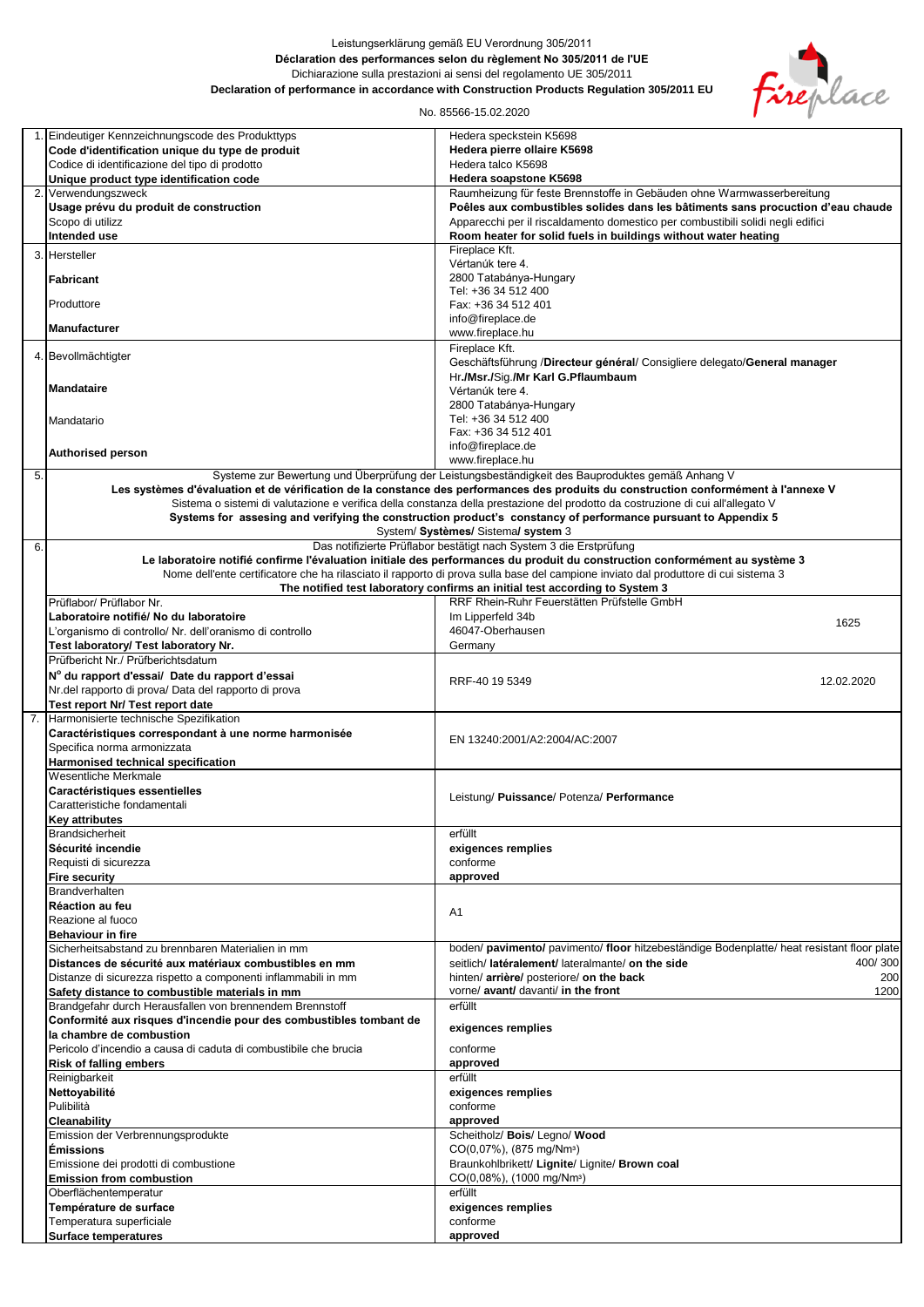Leistungserklärung gemäß EU Verordnung 305/2011

**Déclaration des performances selon du règlement No 305/2011 de l'UE**

Dichiarazione sulla prestazioni ai sensi del regolamento UE 305/2011

**Declaration of performance in accordance with Construction Products Regulation 305/2011 EU**

No. 85566-15.02.2020

| | | |
|---|---|---|
| 1. | Eindeutiger Kennzeichnungscode des Produkttyps<br>**Code d'identification unique du type de produit**<br>Codice di identificazione del tipo di prodotto<br>**Unique product type identification code** | Hedera speckstein K5698<br>**Hedera pierre ollaire K5698**<br>Hedera talco K5698<br>**Hedera soapstone K5698** |
| 2. | Verwendungszweck<br>**Usage prévu du produit de construction**<br>Scopo di utilizz<br>**Intended use** | Raumheizung für feste Brennstoffe in Gebäuden ohne Warmwasserbereitung<br>**Poêles aux combustibles solides dans les bâtiments sans procution d'eau chaude**<br>Apparecchi per il riscaldamento domestico per combustibili solidi negli edifici<br>**Room heater for solid fuels in buildings without water heating** |
| 3. | Hersteller<br>**Fabricant**<br>Produttore<br>**Manufacturer** | Fireplace Kft.<br>Vértanúk tere 4.<br>2800 Tatabánya-Hungary<br>Tel: +36 34 512 400<br>Fax: +36 34 512 401<br>info@fireplace.de<br>www.fireplace.hu |
| 4. | Bevollmächtigter<br>**Mandataire**<br>Mandatario<br>**Authorised person** | Fireplace Kft.<br>Geschäftsführung /**Directeur général**/ Consigliere delegato/**General manager**<br>Hr./**Msr.**/Sig./**Mr Karl G.Pflaumbaum**<br>Vértanúk tere 4.<br>2800 Tatabánya-Hungary<br>Tel: +36 34 512 400<br>Fax: +36 34 512 401<br>info@fireplace.de<br>www.fireplace.hu |
| 5. | Systeme zur Bewertung und Überprüfung der Leistungsbeständigkeit des Bauproduktes gemäß Anhang V<br>**Les systèmes d'évaluation et de vérification de la constance des performances des produits du construction conformément à l'annexe V**<br>Sistema o sistemi di valutazione e verifica della constanza della prestazione del prodotto da costruzione di cui all'allegato V<br>**Systems for assesing and verifying the construction product's constancy of performance pursuant to Appendix 5**<br>System/ **Systèmes/** Sistema/ **system** 3 | |
| 6. | Das notifizierte Prüflabor bestätigt nach System 3 die Erstprüfung<br>**Le laboratoire notifié confirme l'évaluation initiale des performances du produit du construction conformément au système 3**<br>Nome dell'ente certificatore che ha rilasciato il rapporto di prova sulla base del campione inviato dal produttore di cui sistema 3<br>**The notified test laboratory confirms an initial test according to System 3** | |
| | Prüflabor/ Prüflabor Nr.<br>**Laboratoire notifié/ No du laboratoire**<br>L'organismo di controllo/ Nr. dell'oranismo di controllo<br>**Test laboratory/ Test laboratory Nr.** | RRF Rhein-Ruhr Feuerstätten Prüfstelle GmbH<br>Im Lipperfeld 34b<br>46047-Oberhausen<br>Germany<br>1625 |
| | Prüfbericht Nr./ Prüfberichtsdatum<br>**N° du rapport d'essai/ Date du rapport d'essai**<br>Nr.del rapporto di prova/ Data del rapporto di prova<br>**Test report Nr/ Test report date** | RRF-40 19 5349 — 12.02.2020 |
| 7. | Harmonisierte technische Spezifikation<br>**Caractéristiques correspondant à une norme harmonisée**<br>Specifica norma armonizzata<br>**Harmonised technical specification** | EN 13240:2001/A2:2004/AC:2007 |
| | Wesentliche Merkmale<br>**Caractéristiques essentielles**<br>Caratteristiche fondamentali<br>**Key attributes** | Leistung/ **Puissance**/ Potenza/ **Performance** |
| | Brandsicherheit<br>**Sécurité incendie**<br>Requisti di sicurezza<br>**Fire security** | erfüllt<br>**exigences remplies**<br>conforme<br>**approved** |
| | Brandverhalten<br>**Réaction au feu**<br>Reazione al fuoco<br>**Behaviour in fire** | A1 |
| | Sicherheitsabstand zu brennbaren Materialien in mm<br>**Distances de sécurité aux matériaux combustibles en mm**<br>Distanze di sicurezza rispetto a componenti inflammabili in mm<br>**Safety distance to combustible materials in mm** | boden/ **pavimento/** pavimento/ **floor** hitzebeständige Bodenplatte/ heat resistant floor plate<br>seitlich/ **latéralement/** lateralmante/ **on the side** 400/ 300<br>hinten/ **arrière/** posteriore/ **on the back** 200<br>vorne/ **avant/** davanti/ **in the front** 1200 |
| | Brandgefahr durch Herausfallen von brennendem Brennstoff<br>**Conformité aux risques d'incendie pour des combustibles tombant de la chambre de combustion**<br>Pericolo d'incendio a causa di caduta di combustibile che brucia<br>**Risk of falling embers** | erfüllt<br>**exigences remplies**<br>conforme<br>**approved** |
| | Reinigbarkeit<br>**Nettoyabilité**<br>Pulibilità<br>**Cleanability** | erfüllt<br>**exigences remplies**<br>conforme<br>**approved** |
| | Emission der Verbrennungsprodukte<br>**Émissions**<br>Emissione dei prodotti di combustione<br>**Emission from combustion** | Scheitholz/ **Bois**/ Legno/ **Wood**<br>CO(0,07%), (875 mg/Nm³)<br>Braunkohlbrikett/ **Lignite**/ Lignite/ **Brown coal**<br>CO(0,08%), (1000 mg/Nm³) |
| | Oberflächentemperatur<br>**Température de surface**<br>Temperatura superficiale<br>**Surface temperatures** | erfüllt<br>**exigences remplies**<br>conforme<br>**approved** |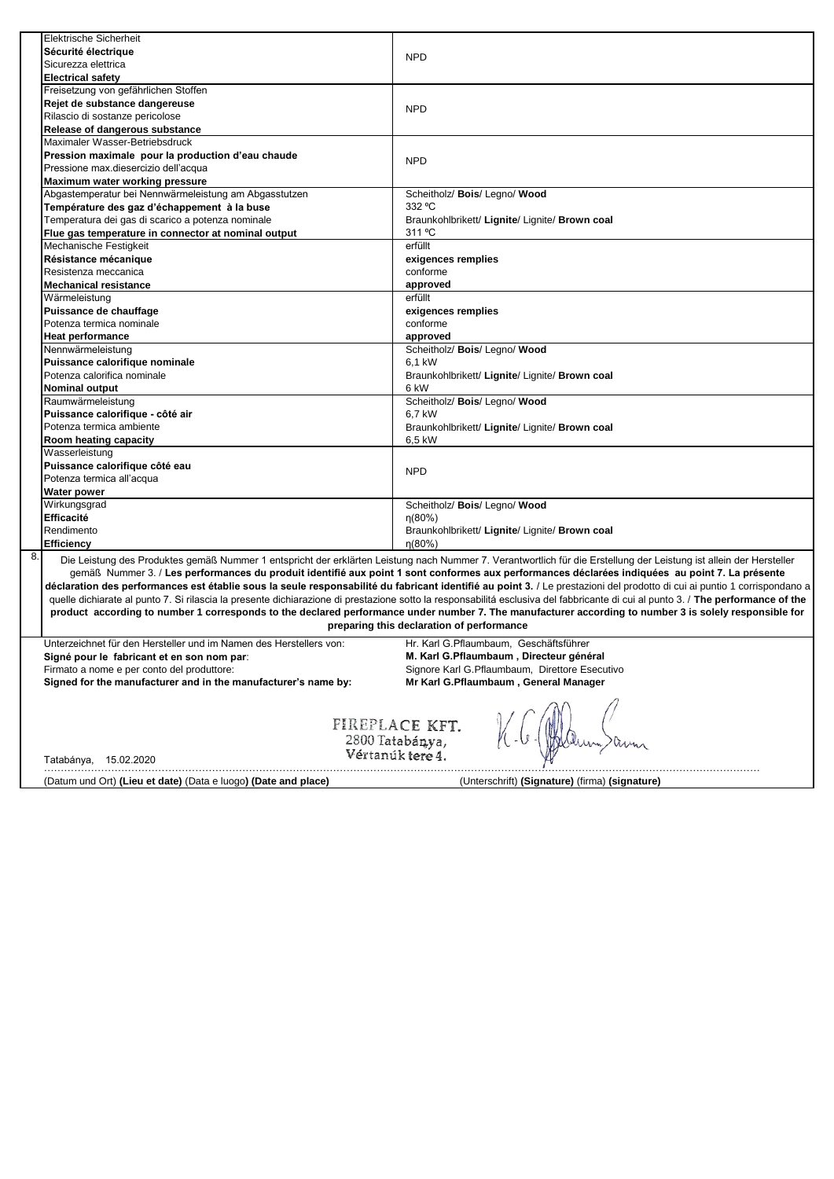| | | |
|---|---|---|
| | Elektrische Sicherheit<br>**Sécurité électrique**<br>Sicurezza elettrica<br>**Electrical safety** | NPD |
| | Freisetzung von gefährlichen Stoffen<br>**Rejet de substance dangereuse**<br>Rilascio di sostanze pericolose<br>**Release of dangerous substance** | NPD |
| | Maximaler Wasser-Betriebsdruck<br>**Pression maximale pour la production d'eau chaude**<br>Pressione max.diesercizio dell'acqua<br>**Maximum water working pressure** | NPD |
| | Abgastemperatur bei Nennwärmeleistung am Abgasstutzen<br>**Température des gaz d'échappement à la buse**<br>Temperatura dei gas di scarico a potenza nominale<br>**Flue gas temperature in connector at nominal output** | Scheitholz/ **Bois**/ Legno/ **Wood**<br>332 ºC<br>Braunkohlbrikett/ **Lignite**/ Lignite/ **Brown coal**<br>311 ºC |
| | Mechanische Festigkeit<br>**Résistance mécanique**<br>Resistenza meccanica<br>**Mechanical resistance** | erfüllt<br>**exigences remplies**<br>conforme<br>**approved** |
| | Wärmeleistung<br>**Puissance de chauffage**<br>Potenza termica nominale<br>**Heat performance** | erfüllt<br>**exigences remplies**<br>conforme<br>**approved** |
| | Nennwärmeleistung<br>**Puissance calorifique nominale**<br>Potenza calorifica nominale<br>**Nominal output** | Scheitholz/ **Bois**/ Legno/ **Wood**<br>6,1 kW<br>Braunkohlbrikett/ **Lignite**/ Lignite/ **Brown coal**<br>6 kW |
| | Raumwärmeleistung<br>**Puissance calorifique - côté air**<br>Potenza termica ambiente<br>**Room heating capacity** | Scheitholz/ **Bois**/ Legno/ **Wood**<br>6,7 kW<br>Braunkohlbrikett/ **Lignite**/ Lignite/ **Brown coal**<br>6,5 kW |
| | Wasserleistung<br>**Puissance calorifique côté eau**<br>Potenza termica all'acqua<br>**Water power** | NPD |
| | Wirkungsgrad<br>**Efficacité**<br>Rendimento<br>**Efficiency** | Scheitholz/ **Bois**/ Legno/ **Wood**<br>η(80%)<br>Braunkohlbrikett/ **Lignite**/ Lignite/ **Brown coal**<br>η(80%) |

8. Die Leistung des Produktes gemäß Nummer 1 entspricht der erklärten Leistung nach Nummer 7. Verantwortlich für die Erstellung der Leistung ist allein der Hersteller gemäß Nummer 3. / **Les performances du produit identifié aux point 1 sont conformes aux performances déclarées indiquées au point 7. La présente déclaration des performances est établie sous la seule responsabilité du fabricant identifié au point 3.** / Le prestazioni del prodotto di cui ai puntio 1 corrispondano a quelle dichiarate al punto 7. Si rilascia la presente dichiarazione di prestazione sotto la responsabilitá esclusiva del fabbricante di cui al punto 3. / **The performance of the product according to number 1 corresponds to the declared performance under number 7. The manufacturer according to number 3 is solely responsible for preparing this declaration of performance**

| | |
|---|---|
| Unterzeichnet für den Hersteller und im Namen des Herstellers von:<br>**Signé pour le fabricant et en son nom par**:<br>Firmato a nome e per conto del produttore:<br>**Signed for the manufacturer and in the manufacturer's name by:** | Hr. Karl G.Pflaumbaum, Geschäftsführer<br>**M. Karl G.Pflaumbaum , Directeur général**<br>Signore Karl G.Pflaumbaum, Direttore Esecutivo<br>**Mr Karl G.Pflaumbaum , General Manager** |

FIREPLACE KFT.
2800 Tatabánya,
Vértanúk tere 4.

Tatabánya, 15.02.2020

(Datum und Ort) **(Lieu et date)** (Data e luogo**) (Date and place)** (Unterschrift) **(Signature)** (firma) **(signature)**